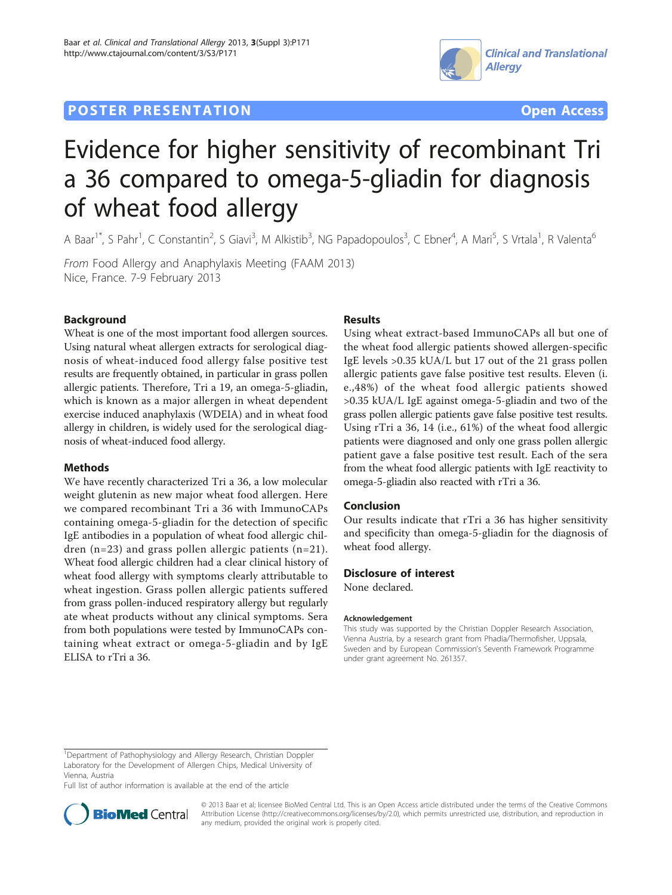**POSTER PRESENTATION** **Open Access**

# Evidence for higher sensitivity of recombinant Tri a 36 compared to omega-5-gliadin for diagnosis of wheat food allergy

A Baar[1*], S Pahr[1], C Constantin[2], S Giavi[3], M Alkistib[3], NG Papadopoulos[3], C Ebner[4], A Mari[5], S Vrtala[1], R Valenta[6]

*From* Food Allergy and Anaphylaxis Meeting (FAAM 2013)
Nice, France. 7-9 February 2013

## Background

Wheat is one of the most important food allergen sources. Using natural wheat allergen extracts for serological diagnosis of wheat-induced food allergy false positive test results are frequently obtained, in particular in grass pollen allergic patients. Therefore, Tri a 19, an omega-5-gliadin, which is known as a major allergen in wheat dependent exercise induced anaphylaxis (WDEIA) and in wheat food allergy in children, is widely used for the serological diagnosis of wheat-induced food allergy.

## Methods

We have recently characterized Tri a 36, a low molecular weight glutenin as new major wheat food allergen. Here we compared recombinant Tri a 36 with ImmunoCAPs containing omega-5-gliadin for the detection of specific IgE antibodies in a population of wheat food allergic children (n=23) and grass pollen allergic patients (n=21). Wheat food allergic children had a clear clinical history of wheat food allergy with symptoms clearly attributable to wheat ingestion. Grass pollen allergic patients suffered from grass pollen-induced respiratory allergy but regularly ate wheat products without any clinical symptoms. Sera from both populations were tested by ImmunoCAPs containing wheat extract or omega-5-gliadin and by IgE ELISA to rTri a 36.

## Results

Using wheat extract-based ImmunoCAPs all but one of the wheat food allergic patients showed allergen-specific IgE levels >0.35 kUA/L but 17 out of the 21 grass pollen allergic patients gave false positive test results. Eleven (i. e.,48%) of the wheat food allergic patients showed >0.35 kUA/L IgE against omega-5-gliadin and two of the grass pollen allergic patients gave false positive test results. Using rTri a 36, 14 (i.e., 61%) of the wheat food allergic patients were diagnosed and only one grass pollen allergic patient gave a false positive test result. Each of the sera from the wheat food allergic patients with IgE reactivity to omega-5-gliadin also reacted with rTri a 36.

## Conclusion

Our results indicate that rTri a 36 has higher sensitivity and specificity than omega-5-gliadin for the diagnosis of wheat food allergy.

## Disclosure of interest

None declared.

### Acknowledgement

This study was supported by the Christian Doppler Research Association, Vienna Austria, by a research grant from Phadia/Thermofisher, Uppsala, Sweden and by European Commission's Seventh Framework Programme under grant agreement No. 261357.

[1]Department of Pathophysiology and Allergy Research, Christian Doppler Laboratory for the Development of Allergen Chips, Medical University of Vienna, Austria
Full list of author information is available at the end of the article

© 2013 Baar et al; licensee BioMed Central Ltd. This is an Open Access article distributed under the terms of the Creative Commons Attribution License (http://creativecommons.org/licenses/by/2.0), which permits unrestricted use, distribution, and reproduction in any medium, provided the original work is properly cited.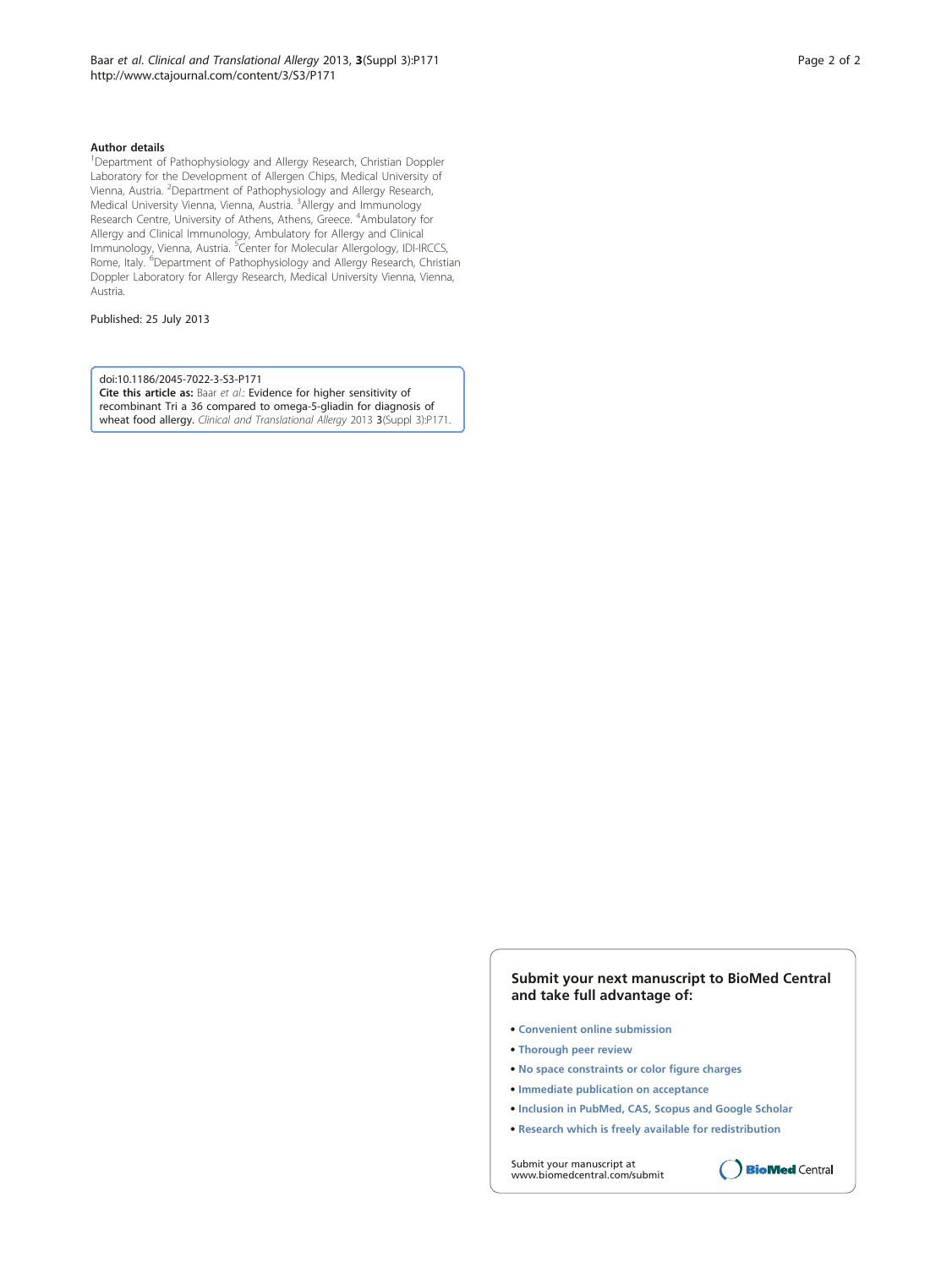#### Author details

[1]Department of Pathophysiology and Allergy Research, Christian Doppler Laboratory for the Development of Allergen Chips, Medical University of Vienna, Austria. [2]Department of Pathophysiology and Allergy Research, Medical University Vienna, Vienna, Austria. [3]Allergy and Immunology Research Centre, University of Athens, Athens, Greece. [4]Ambulatory for Allergy and Clinical Immunology, Ambulatory for Allergy and Clinical Immunology, Vienna, Austria. [5]Center for Molecular Allergology, IDI-IRCCS, Rome, Italy. [6]Department of Pathophysiology and Allergy Research, Christian Doppler Laboratory for Allergy Research, Medical University Vienna, Vienna, Austria.

Published: 25 July 2013

doi:10.1186/2045-7022-3-S3-P171
**Cite this article as:** Baar *et al.*: Evidence for higher sensitivity of recombinant Tri a 36 compared to omega-5-gliadin for diagnosis of wheat food allergy. *Clinical and Translational Allergy* 2013 **3**(Suppl 3):P171.

**Submit your next manuscript to BioMed Central and take full advantage of:**

- **Convenient online submission**
- **Thorough peer review**
- **No space constraints or color figure charges**
- **Immediate publication on acceptance**
- **Inclusion in PubMed, CAS, Scopus and Google Scholar**
- **Research which is freely available for redistribution**

Submit your manuscript at
www.biomedcentral.com/submit

BioMed Central